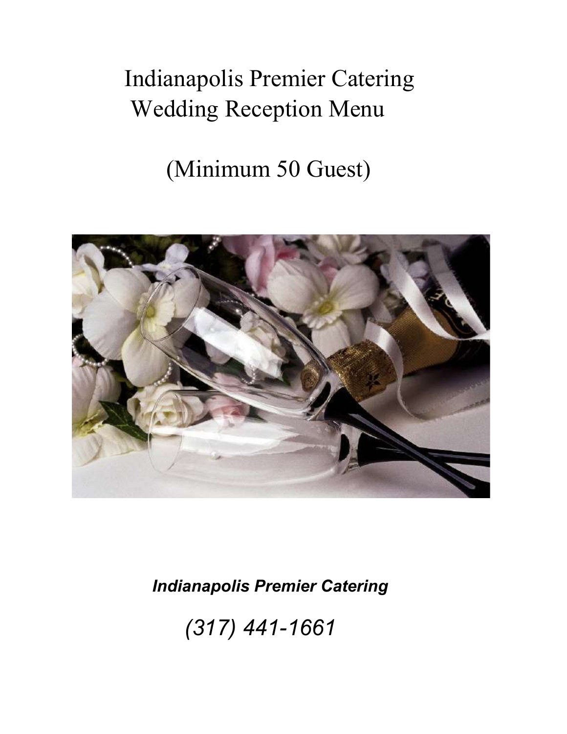# Indianapolis Premier Catering
# Wedding Reception Menu

## (Minimum 50 Guest)

***Indianapolis Premier Catering***

*(317) 441-1661*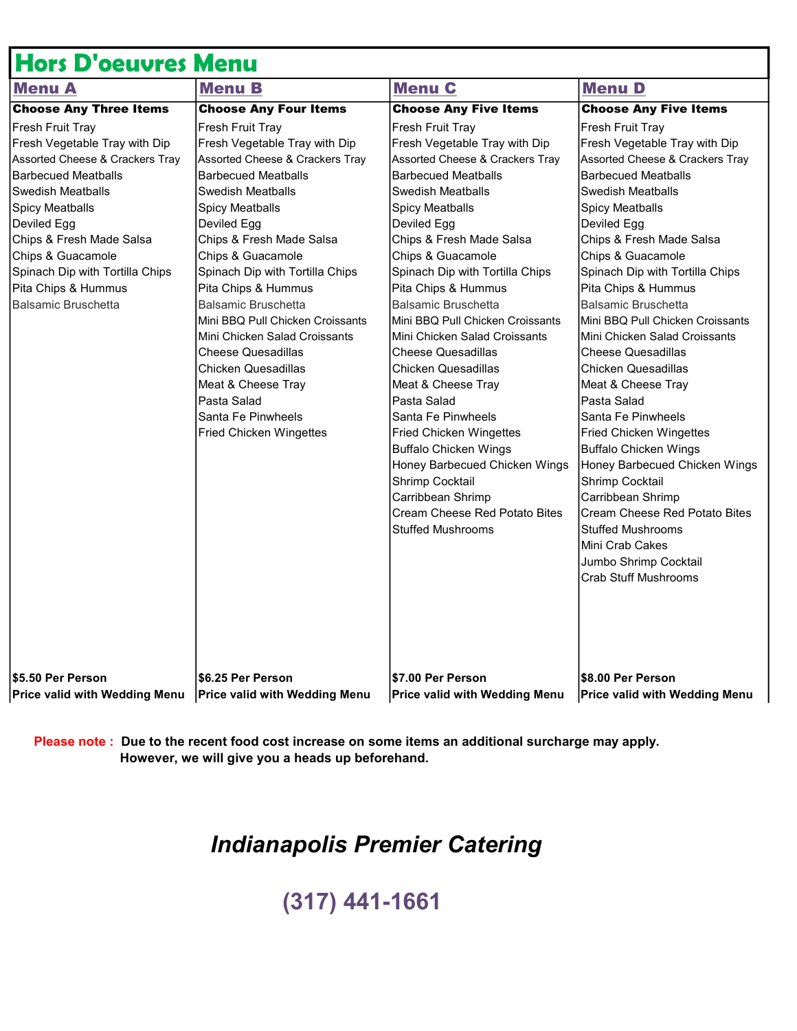# Hors D'oeuvres Menu

| Menu A | Menu B | Menu C | Menu D |
|---|---|---|---|
| **Choose Any Three Items** | **Choose Any Four Items** | **Choose Any Five Items** | **Choose Any Five Items** |
| Fresh Fruit Tray | Fresh Fruit Tray | Fresh Fruit Tray | Fresh Fruit Tray |
| Fresh Vegetable Tray with Dip | Fresh Vegetable Tray with Dip | Fresh Vegetable Tray with Dip | Fresh Vegetable Tray with Dip |
| Assorted Cheese & Crackers Tray | Assorted Cheese & Crackers Tray | Assorted Cheese & Crackers Tray | Assorted Cheese & Crackers Tray |
| Barbecued Meatballs | Barbecued Meatballs | Barbecued Meatballs | Barbecued Meatballs |
| Swedish Meatballs | Swedish Meatballs | Swedish Meatballs | Swedish Meatballs |
| Spicy Meatballs | Spicy Meatballs | Spicy Meatballs | Spicy Meatballs |
| Deviled Egg | Deviled Egg | Deviled Egg | Deviled Egg |
| Chips & Fresh Made Salsa | Chips & Fresh Made Salsa | Chips & Fresh Made Salsa | Chips & Fresh Made Salsa |
| Chips & Guacamole | Chips & Guacamole | Chips & Guacamole | Chips & Guacamole |
| Spinach Dip with Tortilla Chips | Spinach Dip with Tortilla Chips | Spinach Dip with Tortilla Chips | Spinach Dip with Tortilla Chips |
| Pita Chips & Hummus | Pita Chips & Hummus | Pita Chips & Hummus | Pita Chips & Hummus |
| Balsamic Bruschetta | Balsamic Bruschetta | Balsamic Bruschetta | Balsamic Bruschetta |
| | Mini BBQ Pull Chicken Croissants | Mini BBQ Pull Chicken Croissants | Mini BBQ Pull Chicken Croissants |
| | Mini Chicken Salad Croissants | Mini Chicken Salad Croissants | Mini Chicken Salad Croissants |
| | Cheese Quesadillas | Cheese Quesadillas | Cheese Quesadillas |
| | Chicken Quesadillas | Chicken Quesadillas | Chicken Quesadillas |
| | Meat & Cheese Tray | Meat & Cheese Tray | Meat & Cheese Tray |
| | Pasta Salad | Pasta Salad | Pasta Salad |
| | Santa Fe Pinwheels | Santa Fe Pinwheels | Santa Fe Pinwheels |
| | Fried Chicken Wingettes | Fried Chicken Wingettes | Fried Chicken Wingettes |
| | | Buffalo Chicken Wings | Buffalo Chicken Wings |
| | | Honey Barbecued Chicken Wings | Honey Barbecued Chicken Wings |
| | | Shrimp Cocktail | Shrimp Cocktail |
| | | Carribbean Shrimp | Carribbean Shrimp |
| | | Cream Cheese Red Potato Bites | Cream Cheese Red Potato Bites |
| | | Stuffed Mushrooms | Stuffed Mushrooms |
| | | | Mini Crab Cakes |
| | | | Jumbo Shrimp Cocktail |
| | | | Crab Stuff Mushrooms |
| **$5.50 Per Person** | **$6.25 Per Person** | **$7.00 Per Person** | **$8.00 Per Person** |
| **Price valid with Wedding Menu** | **Price valid with Wedding Menu** | **Price valid with Wedding Menu** | **Price valid with Wedding Menu** |

**Please note : Due to the recent food cost increase on some items an additional surcharge may apply. However, we will give you a heads up beforehand.**

***Indianapolis Premier Catering***

**(317) 441-1661**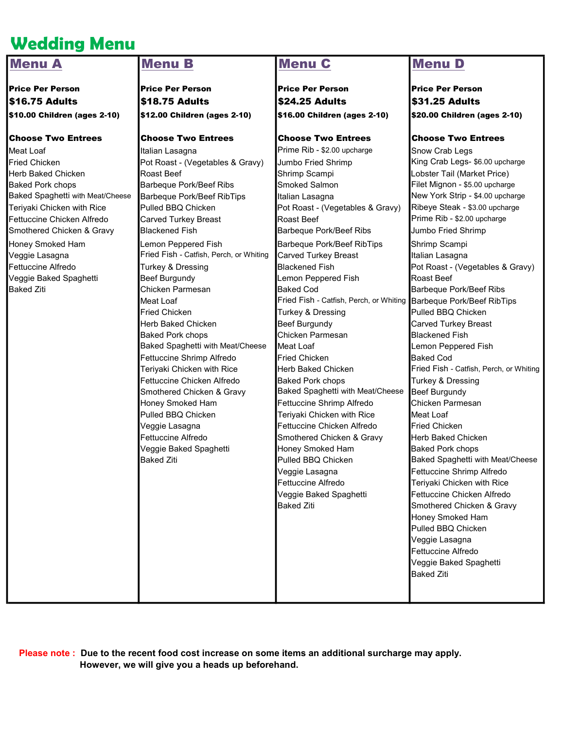# Wedding Menu

| Menu A | Menu B | Menu C | Menu D |
|---|---|---|---|
| **Price Per Person** | **Price Per Person** | **Price Per Person** | **Price Per Person** |
| **$16.75 Adults** | **$18.75 Adults** | **$24.25 Adults** | **$31.25 Adults** |
| **$10.00 Children (ages 2-10)** | **$12.00 Children (ages 2-10)** | **$16.00 Children (ages 2-10)** | **$20.00 Children (ages 2-10)** |
| **Choose Two Entrees** | **Choose Two Entrees** | **Choose Two Entrees** | **Choose Two Entrees** |
| Meat Loaf | Italian Lasagna | Prime Rib - $2.00 upcharge | Snow Crab Legs |
| Fried Chicken | Pot Roast - (Vegetables & Gravy) | Jumbo Fried Shrimp | King Crab Legs- $6.00 upcharge |
| Herb Baked Chicken | Roast Beef | Shrimp Scampi | Lobster Tail (Market Price) |
| Baked Pork chops | Barbeque Pork/Beef Ribs | Smoked Salmon | Filet Mignon - $5.00 upcharge |
| Baked Spaghetti with Meat/Cheese | Barbeque Pork/Beef RibTips | Italian Lasagna | New York Strip - $4.00 upcharge |
| Teriyaki Chicken with Rice | Pulled BBQ Chicken | Pot Roast - (Vegetables & Gravy) | Ribeye Steak - $3.00 upcharge |
| Fettuccine Chicken Alfredo | Carved Turkey Breast | Roast Beef | Prime Rib - $2.00 upcharge |
| Smothered Chicken & Gravy | Blackened Fish | Barbeque Pork/Beef Ribs | Jumbo Fried Shrimp |
| Honey Smoked Ham | Lemon Peppered Fish | Barbeque Pork/Beef RibTips | Shrimp Scampi |
| Veggie Lasagna | Fried Fish - Catfish, Perch, or Whiting | Carved Turkey Breast | Italian Lasagna |
| Fettuccine Alfredo | Turkey & Dressing | Blackened Fish | Pot Roast - (Vegetables & Gravy) |
| Veggie Baked Spaghetti | Beef Burgundy | Lemon Peppered Fish | Roast Beef |
| Baked Ziti | Chicken Parmesan | Baked Cod | Barbeque Pork/Beef Ribs |
| | Meat Loaf | Fried Fish - Catfish, Perch, or Whiting | Barbeque Pork/Beef RibTips |
| | Fried Chicken | Turkey & Dressing | Pulled BBQ Chicken |
| | Herb Baked Chicken | Beef Burgundy | Carved Turkey Breast |
| | Baked Pork chops | Chicken Parmesan | Blackened Fish |
| | Baked Spaghetti with Meat/Cheese | Meat Loaf | Lemon Peppered Fish |
| | Fettuccine Shrimp Alfredo | Fried Chicken | Baked Cod |
| | Teriyaki Chicken with Rice | Herb Baked Chicken | Fried Fish - Catfish, Perch, or Whiting |
| | Fettuccine Chicken Alfredo | Baked Pork chops | Turkey & Dressing |
| | Smothered Chicken & Gravy | Baked Spaghetti with Meat/Cheese | Beef Burgundy |
| | Honey Smoked Ham | Fettuccine Shrimp Alfredo | Chicken Parmesan |
| | Pulled BBQ Chicken | Teriyaki Chicken with Rice | Meat Loaf |
| | Veggie Lasagna | Fettuccine Chicken Alfredo | Fried Chicken |
| | Fettuccine Alfredo | Smothered Chicken & Gravy | Herb Baked Chicken |
| | Veggie Baked Spaghetti | Honey Smoked Ham | Baked Pork chops |
| | Baked Ziti | Pulled BBQ Chicken | Baked Spaghetti with Meat/Cheese |
| | | Veggie Lasagna | Fettuccine Shrimp Alfredo |
| | | Fettuccine Alfredo | Teriyaki Chicken with Rice |
| | | Veggie Baked Spaghetti | Fettuccine Chicken Alfredo |
| | | Baked Ziti | Smothered Chicken & Gravy |
| | | | Honey Smoked Ham |
| | | | Pulled BBQ Chicken |
| | | | Veggie Lasagna |
| | | | Fettuccine Alfredo |
| | | | Veggie Baked Spaghetti |
| | | | Baked Ziti |

**Please note : Due to the recent food cost increase on some items an additional surcharge may apply. However, we will give you a heads up beforehand.**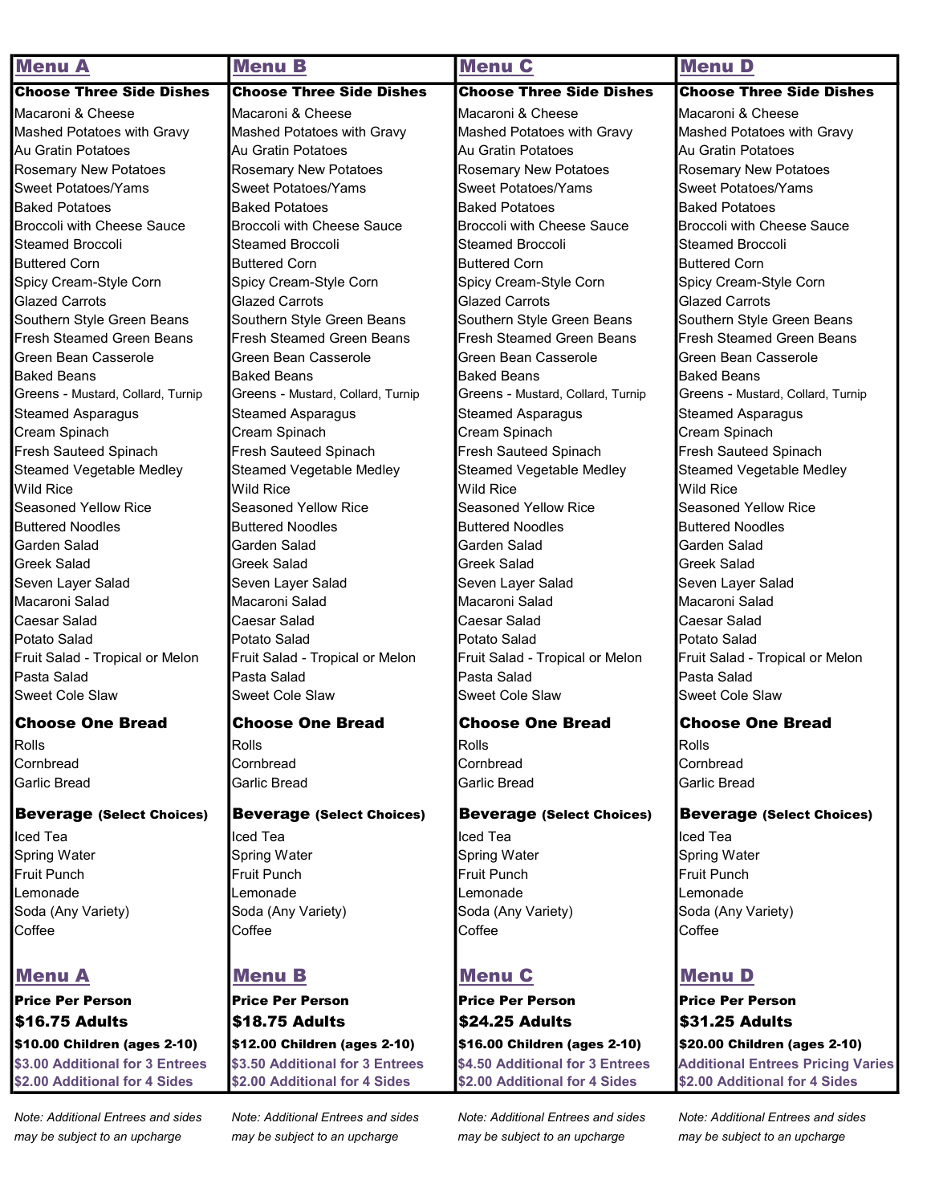| Menu A | Menu B | Menu C | Menu D |
|---|---|---|---|
| **Choose Three Side Dishes** | **Choose Three Side Dishes** | **Choose Three Side Dishes** | **Choose Three Side Dishes** |
| Macaroni & Cheese | Macaroni & Cheese | Macaroni & Cheese | Macaroni & Cheese |
| Mashed Potatoes with Gravy | Mashed Potatoes with Gravy | Mashed Potatoes with Gravy | Mashed Potatoes with Gravy |
| Au Gratin Potatoes | Au Gratin Potatoes | Au Gratin Potatoes | Au Gratin Potatoes |
| Rosemary New Potatoes | Rosemary New Potatoes | Rosemary New Potatoes | Rosemary New Potatoes |
| Sweet Potatoes/Yams | Sweet Potatoes/Yams | Sweet Potatoes/Yams | Sweet Potatoes/Yams |
| Baked Potatoes | Baked Potatoes | Baked Potatoes | Baked Potatoes |
| Broccoli with Cheese Sauce | Broccoli with Cheese Sauce | Broccoli with Cheese Sauce | Broccoli with Cheese Sauce |
| Steamed Broccoli | Steamed Broccoli | Steamed Broccoli | Steamed Broccoli |
| Buttered Corn | Buttered Corn | Buttered Corn | Buttered Corn |
| Spicy Cream-Style Corn | Spicy Cream-Style Corn | Spicy Cream-Style Corn | Spicy Cream-Style Corn |
| Glazed Carrots | Glazed Carrots | Glazed Carrots | Glazed Carrots |
| Southern Style Green Beans | Southern Style Green Beans | Southern Style Green Beans | Southern Style Green Beans |
| Fresh Steamed Green Beans | Fresh Steamed Green Beans | Fresh Steamed Green Beans | Fresh Steamed Green Beans |
| Green Bean Casserole | Green Bean Casserole | Green Bean Casserole | Green Bean Casserole |
| Baked Beans | Baked Beans | Baked Beans | Baked Beans |
| Greens - Mustard, Collard, Turnip | Greens - Mustard, Collard, Turnip | Greens - Mustard, Collard, Turnip | Greens - Mustard, Collard, Turnip |
| Steamed Asparagus | Steamed Asparagus | Steamed Asparagus | Steamed Asparagus |
| Cream Spinach | Cream Spinach | Cream Spinach | Cream Spinach |
| Fresh Sauteed Spinach | Fresh Sauteed Spinach | Fresh Sauteed Spinach | Fresh Sauteed Spinach |
| Steamed Vegetable Medley | Steamed Vegetable Medley | Steamed Vegetable Medley | Steamed Vegetable Medley |
| Wild Rice | Wild Rice | Wild Rice | Wild Rice |
| Seasoned Yellow Rice | Seasoned Yellow Rice | Seasoned Yellow Rice | Seasoned Yellow Rice |
| Buttered Noodles | Buttered Noodles | Buttered Noodles | Buttered Noodles |
| Garden Salad | Garden Salad | Garden Salad | Garden Salad |
| Greek Salad | Greek Salad | Greek Salad | Greek Salad |
| Seven Layer Salad | Seven Layer Salad | Seven Layer Salad | Seven Layer Salad |
| Macaroni Salad | Macaroni Salad | Macaroni Salad | Macaroni Salad |
| Caesar Salad | Caesar Salad | Caesar Salad | Caesar Salad |
| Potato Salad | Potato Salad | Potato Salad | Potato Salad |
| Fruit Salad - Tropical or Melon | Fruit Salad - Tropical or Melon | Fruit Salad - Tropical or Melon | Fruit Salad - Tropical or Melon |
| Pasta Salad | Pasta Salad | Pasta Salad | Pasta Salad |
| Sweet Cole Slaw | Sweet Cole Slaw | Sweet Cole Slaw | Sweet Cole Slaw |
| **Choose One Bread** | **Choose One Bread** | **Choose One Bread** | **Choose One Bread** |
| Rolls | Rolls | Rolls | Rolls |
| Cornbread | Cornbread | Cornbread | Cornbread |
| Garlic Bread | Garlic Bread | Garlic Bread | Garlic Bread |
| **Beverage (Select Choices)** | **Beverage (Select Choices)** | **Beverage (Select Choices)** | **Beverage (Select Choices)** |
| Iced Tea | Iced Tea | Iced Tea | Iced Tea |
| Spring Water | Spring Water | Spring Water | Spring Water |
| Fruit Punch | Fruit Punch | Fruit Punch | Fruit Punch |
| Lemonade | Lemonade | Lemonade | Lemonade |
| Soda (Any Variety) | Soda (Any Variety) | Soda (Any Variety) | Soda (Any Variety) |
| Coffee | Coffee | Coffee | Coffee |

| Menu A | Menu B | Menu C | Menu D |
|---|---|---|---|
| **Price Per Person** | **Price Per Person** | **Price Per Person** | **Price Per Person** |
| **$16.75 Adults** | **$18.75 Adults** | **$24.25 Adults** | **$31.25 Adults** |
| **$10.00 Children (ages 2-10)** | **$12.00 Children (ages 2-10)** | **$16.00 Children (ages 2-10)** | **$20.00 Children (ages 2-10)** |
| **$3.00 Additional for 3 Entrees** | **$3.50 Additional for 3 Entrees** | **$4.50 Additional for 3 Entrees** | **Additional Entrees Pricing Varies** |
| **$2.00 Additional for 4 Sides** | **$2.00 Additional for 4 Sides** | **$2.00 Additional for 4 Sides** | **$2.00 Additional for 4 Sides** |

*Note: Additional Entrees and sides may be subject to an upcharge* (Menu A)

*Note: Additional Entrees and sides may be subject to an upcharge* (Menu B)

*Note: Additional Entrees and sides may be subject to an upcharge* (Menu C)

*Note: Additional Entrees and sides may be subject to an upcharge* (Menu D)